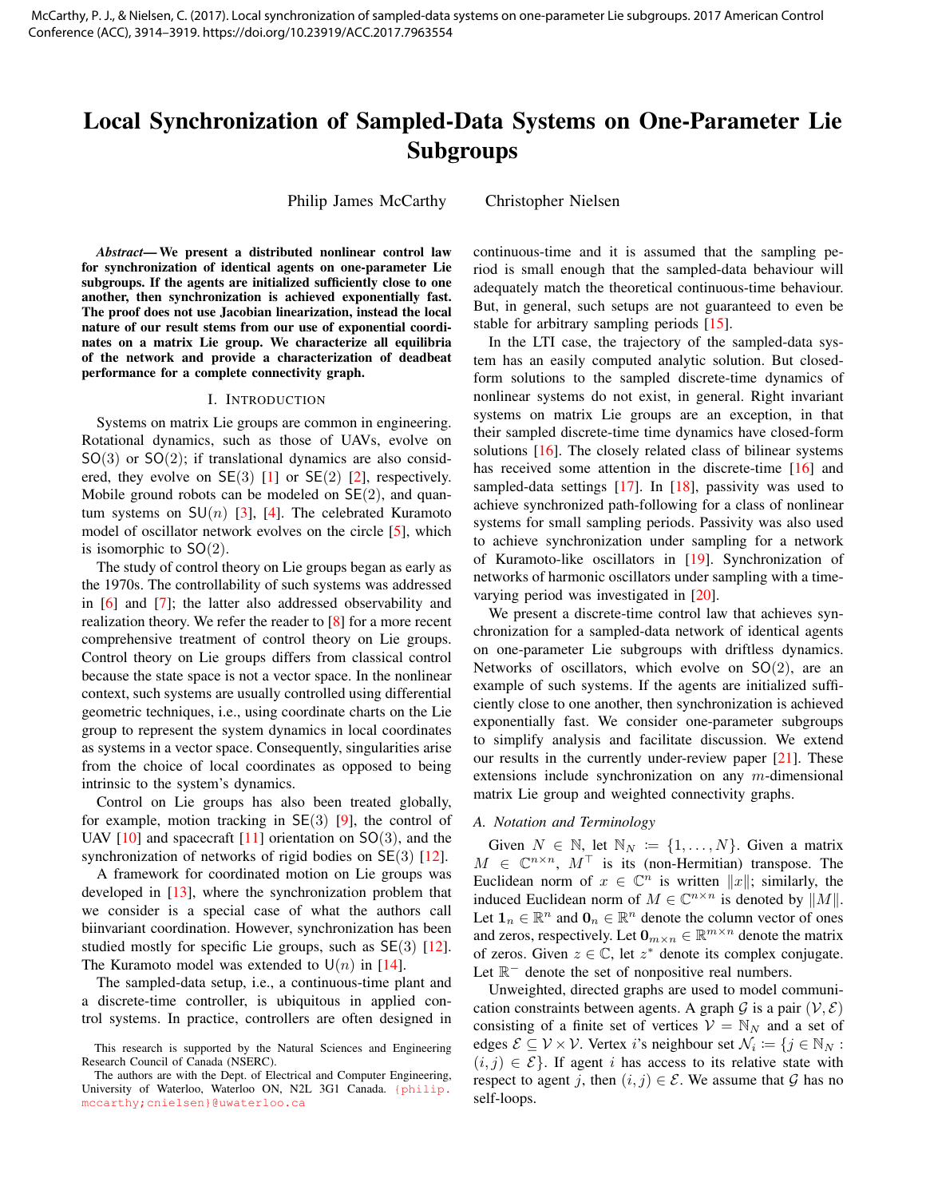McCarthy, P. J., & Nielsen, C. (2017). Local synchronization of sampled-data systems on one-parameter Lie subgroups. 2017 American Control Conference (ACC), 3914–3919. https://doi.org/10.23919/ACC.2017.7963554

# Local Synchronization of Sampled-Data Systems on One-Parameter Lie Subgroups

Philip James McCarthy    Christopher Nielsen

***Abstract*— We present a distributed nonlinear control law for synchronization of identical agents on one-parameter Lie subgroups. If the agents are initialized sufficiently close to one another, then synchronization is achieved exponentially fast. The proof does not use Jacobian linearization, instead the local nature of our result stems from our use of exponential coordinates on a matrix Lie group. We characterize all equilibria of the network and provide a characterization of deadbeat performance for a complete connectivity graph.**

## I. Introduction

Systems on matrix Lie groups are common in engineering. Rotational dynamics, such as those of UAVs, evolve on $\mathsf{SO}(3)$ or $\mathsf{SO}(2)$; if translational dynamics are also considered, they evolve on $\mathsf{SE}(3)$ [1] or $\mathsf{SE}(2)$ [2], respectively. Mobile ground robots can be modeled on $\mathsf{SE}(2)$, and quantum systems on $\mathsf{SU}(n)$ [3], [4]. The celebrated Kuramoto model of oscillator network evolves on the circle [5], which is isomorphic to $\mathsf{SO}(2)$.

The study of control theory on Lie groups began as early as the 1970s. The controllability of such systems was addressed in [6] and [7]; the latter also addressed observability and realization theory. We refer the reader to [8] for a more recent comprehensive treatment of control theory on Lie groups. Control theory on Lie groups differs from classical control because the state space is not a vector space. In the nonlinear context, such systems are usually controlled using differential geometric techniques, i.e., using coordinate charts on the Lie group to represent the system dynamics in local coordinates as systems in a vector space. Consequently, singularities arise from the choice of local coordinates as opposed to being intrinsic to the system's dynamics.

Control on Lie groups has also been treated globally, for example, motion tracking in $\mathsf{SE}(3)$ [9], the control of UAV [10] and spacecraft [11] orientation on $\mathsf{SO}(3)$, and the synchronization of networks of rigid bodies on $\mathsf{SE}(3)$ [12].

A framework for coordinated motion on Lie groups was developed in [13], where the synchronization problem that we consider is a special case of what the authors call biinvariant coordination. However, synchronization has been studied mostly for specific Lie groups, such as $\mathsf{SE}(3)$ [12]. The Kuramoto model was extended to $\mathsf{U}(n)$ in [14].

The sampled-data setup, i.e., a continuous-time plant and a discrete-time controller, is ubiquitous in applied control systems. In practice, controllers are often designed in continuous-time and it is assumed that the sampling period is small enough that the sampled-data behaviour will adequately match the theoretical continuous-time behaviour. But, in general, such setups are not guaranteed to even be stable for arbitrary sampling periods [15].

In the LTI case, the trajectory of the sampled-data system has an easily computed analytic solution. But closed-form solutions to the sampled discrete-time dynamics of nonlinear systems do not exist, in general. Right invariant systems on matrix Lie groups are an exception, in that their sampled discrete-time time dynamics have closed-form solutions [16]. The closely related class of bilinear systems has received some attention in the discrete-time [16] and sampled-data settings [17]. In [18], passivity was used to achieve synchronized path-following for a class of nonlinear systems for small sampling periods. Passivity was also used to achieve synchronization under sampling for a network of Kuramoto-like oscillators in [19]. Synchronization of networks of harmonic oscillators under sampling with a time-varying period was investigated in [20].

We present a discrete-time control law that achieves synchronization for a sampled-data network of identical agents on one-parameter Lie subgroups with driftless dynamics. Networks of oscillators, which evolve on $\mathsf{SO}(2)$, are an example of such systems. If the agents are initialized sufficiently close to one another, then synchronization is achieved exponentially fast. We consider one-parameter subgroups to simplify analysis and facilitate discussion. We extend our results in the currently under-review paper [21]. These extensions include synchronization on any $m$-dimensional matrix Lie group and weighted connectivity graphs.

### A. Notation and Terminology

Given $N \in \mathbb{N}$, let $\mathbb{N}_N := \{1, \ldots, N\}$. Given a matrix $M \in \mathbb{C}^{n\times n}$, $M^\top$ is its (non-Hermitian) transpose. The Euclidean norm of $x \in \mathbb{C}^n$ is written $\|x\|$; similarly, the induced Euclidean norm of $M \in \mathbb{C}^{n\times n}$ is denoted by $\|M\|$. Let $\mathbf{1}_n \in \mathbb{R}^n$ and $\mathbf{0}_n \in \mathbb{R}^n$ denote the column vector of ones and zeros, respectively. Let $\mathbf{0}_{m\times n} \in \mathbb{R}^{m\times n}$ denote the matrix of zeros. Given $z \in \mathbb{C}$, let $z^*$ denote its complex conjugate. Let $\mathbb{R}^-$ denote the set of nonpositive real numbers.

Unweighted, directed graphs are used to model communication constraints between agents. A graph $\mathcal{G}$ is a pair $(\mathcal{V}, \mathcal{E})$ consisting of a finite set of vertices $\mathcal{V} = \mathbb{N}_N$ and a set of edges $\mathcal{E} \subseteq \mathcal{V} \times \mathcal{V}$. Vertex $i$'s neighbour set $\mathcal{N}_i := \{j \in \mathbb{N}_N : (i,j) \in \mathcal{E}\}$. If agent $i$ has access to its relative state with respect to agent $j$, then $(i,j) \in \mathcal{E}$. We assume that $\mathcal{G}$ has no self-loops.

This research is supported by the Natural Sciences and Engineering Research Council of Canada (NSERC).

The authors are with the Dept. of Electrical and Computer Engineering, University of Waterloo, Waterloo ON, N2L 3G1 Canada. {philip.mccarthy;cnielsen}@uwaterloo.ca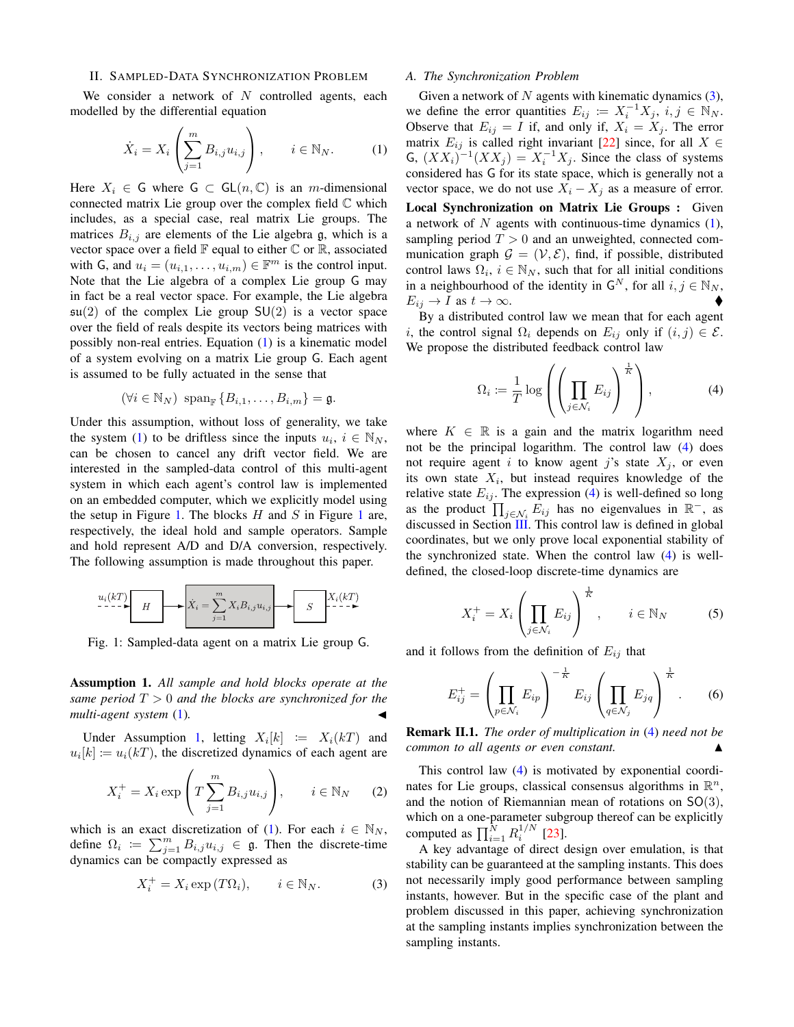## II. Sampled-Data Synchronization Problem

We consider a network of $N$ controlled agents, each modelled by the differential equation

$$\dot{X}_i = X_i \left( \sum_{j=1}^{m} B_{i,j} u_{i,j} \right), \qquad i \in \mathbb{N}_N. \tag{1}$$

Here $X_i \in \mathsf{G}$ where $\mathsf{G} \subset \mathsf{GL}(n, \mathbb{C})$ is an $m$-dimensional connected matrix Lie group over the complex field $\mathbb{C}$ which includes, as a special case, real matrix Lie groups. The matrices $B_{i,j}$ are elements of the Lie algebra $\mathfrak{g}$, which is a vector space over a field $\mathbb{F}$ equal to either $\mathbb{C}$ or $\mathbb{R}$, associated with $\mathsf{G}$, and $u_i = (u_{i,1}, \ldots, u_{i,m}) \in \mathbb{F}^m$ is the control input. Note that the Lie algebra of a complex Lie group $\mathsf{G}$ may in fact be a real vector space. For example, the Lie algebra $\mathfrak{su}(2)$ of the complex Lie group $\mathsf{SU}(2)$ is a vector space over the field of reals despite its vectors being matrices with possibly non-real entries. Equation (1) is a kinematic model of a system evolving on a matrix Lie group $\mathsf{G}$. Each agent is assumed to be fully actuated in the sense that

$$(\forall i \in \mathbb{N}_N) \ \operatorname{span}_{\mathbb{F}} \{B_{i,1}, \ldots, B_{i,m}\} = \mathfrak{g}.$$

Under this assumption, without loss of generality, we take the system (1) to be driftless since the inputs $u_i$, $i \in \mathbb{N}_N$, can be chosen to cancel any drift vector field. We are interested in the sampled-data control of this multi-agent system in which each agent's control law is implemented on an embedded computer, which we explicitly model using the setup in Figure 1. The blocks $H$ and $S$ in Figure 1 are, respectively, the ideal hold and sample operators. Sample and hold represent A/D and D/A conversion, respectively. The following assumption is made throughout this paper.

$u_i(kT)$ → $H$ → $\dot{X}_i = \sum_{j=1}^{m} X_i B_{i,j} u_{i,j}$ → $S$ → $X_i(kT)$

Fig. 1: Sampled-data agent on a matrix Lie group $\mathsf{G}$.

**Assumption 1.** *All sample and hold blocks operate at the same period $T > 0$ and the blocks are synchronized for the multi-agent system (1).* ◀

Under Assumption 1, letting $X_i[k] := X_i(kT)$ and $u_i[k] := u_i(kT)$, the discretized dynamics of each agent are

$$X_i^+ = X_i \exp\left( T \sum_{j=1}^{m} B_{i,j} u_{i,j} \right), \qquad i \in \mathbb{N}_N \tag{2}$$

which is an exact discretization of (1). For each $i \in \mathbb{N}_N$, define $\Omega_i := \sum_{j=1}^{m} B_{i,j} u_{i,j} \in \mathfrak{g}$. Then the discrete-time dynamics can be compactly expressed as

$$X_i^+ = X_i \exp(T\Omega_i), \qquad i \in \mathbb{N}_N. \tag{3}$$

### A. The Synchronization Problem

Given a network of $N$ agents with kinematic dynamics (3), we define the error quantities $E_{ij} := X_i^{-1} X_j$, $i, j \in \mathbb{N}_N$. Observe that $E_{ij} = I$ if, and only if, $X_i = X_j$. The error matrix $E_{ij}$ is called right invariant [22] since, for all $X \in \mathsf{G}$, $(XX_i)^{-1}(XX_j) = X_i^{-1} X_j$. Since the class of systems considered has $\mathsf{G}$ for its state space, which is generally not a vector space, we do not use $X_i - X_j$ as a measure of error.

**Local Synchronization on Matrix Lie Groups :** Given a network of $N$ agents with continuous-time dynamics (1), sampling period $T > 0$ and an unweighted, connected communication graph $\mathcal{G} = (\mathcal{V}, \mathcal{E})$, find, if possible, distributed control laws $\Omega_i$, $i \in \mathbb{N}_N$, such that for all initial conditions in a neighbourhood of the identity in $\mathsf{G}^N$, for all $i, j \in \mathbb{N}_N$, $E_{ij} \to I$ as $t \to \infty$. ⧫

By a distributed control law we mean that for each agent $i$, the control signal $\Omega_i$ depends on $E_{ij}$ only if $(i, j) \in \mathcal{E}$. We propose the distributed feedback control law

$$\Omega_i := \frac{1}{T} \log \left( \left( \prod_{j \in \mathcal{N}_i} E_{ij} \right)^{\frac{1}{K}} \right), \tag{4}$$

where $K \in \mathbb{R}$ is a gain and the matrix logarithm need not be the principal logarithm. The control law (4) does not require agent $i$ to know agent $j$'s state $X_j$, or even its own state $X_i$, but instead requires knowledge of the relative state $E_{ij}$. The expression (4) is well-defined so long as the product $\prod_{j \in \mathcal{N}_i} E_{ij}$ has no eigenvalues in $\mathbb{R}^-$, as discussed in Section III. This control law is defined in global coordinates, but we only prove local exponential stability of the synchronized state. When the control law (4) is well-defined, the closed-loop discrete-time dynamics are

$$X_i^+ = X_i \left( \prod_{j \in \mathcal{N}_i} E_{ij} \right)^{\frac{1}{K}}, \qquad i \in \mathbb{N}_N \tag{5}$$

and it follows from the definition of $E_{ij}$ that

$$E_{ij}^+ = \left( \prod_{p \in \mathcal{N}_i} E_{ip} \right)^{-\frac{1}{K}} E_{ij} \left( \prod_{q \in \mathcal{N}_j} E_{jq} \right)^{\frac{1}{K}}. \tag{6}$$

**Remark II.1.** *The order of multiplication in (4) need not be common to all agents or even constant.* ▲

This control law (4) is motivated by exponential coordinates for Lie groups, classical consensus algorithms in $\mathbb{R}^n$, and the notion of Riemannian mean of rotations on $\mathsf{SO}(3)$, which on a one-parameter subgroup thereof can be explicitly computed as $\prod_{i=1}^{N} R_i^{1/N}$ [23].

A key advantage of direct design over emulation, is that stability can be guaranteed at the sampling instants. This does not necessarily imply good performance between sampling instants, however. But in the specific case of the plant and problem discussed in this paper, achieving synchronization at the sampling instants implies synchronization between the sampling instants.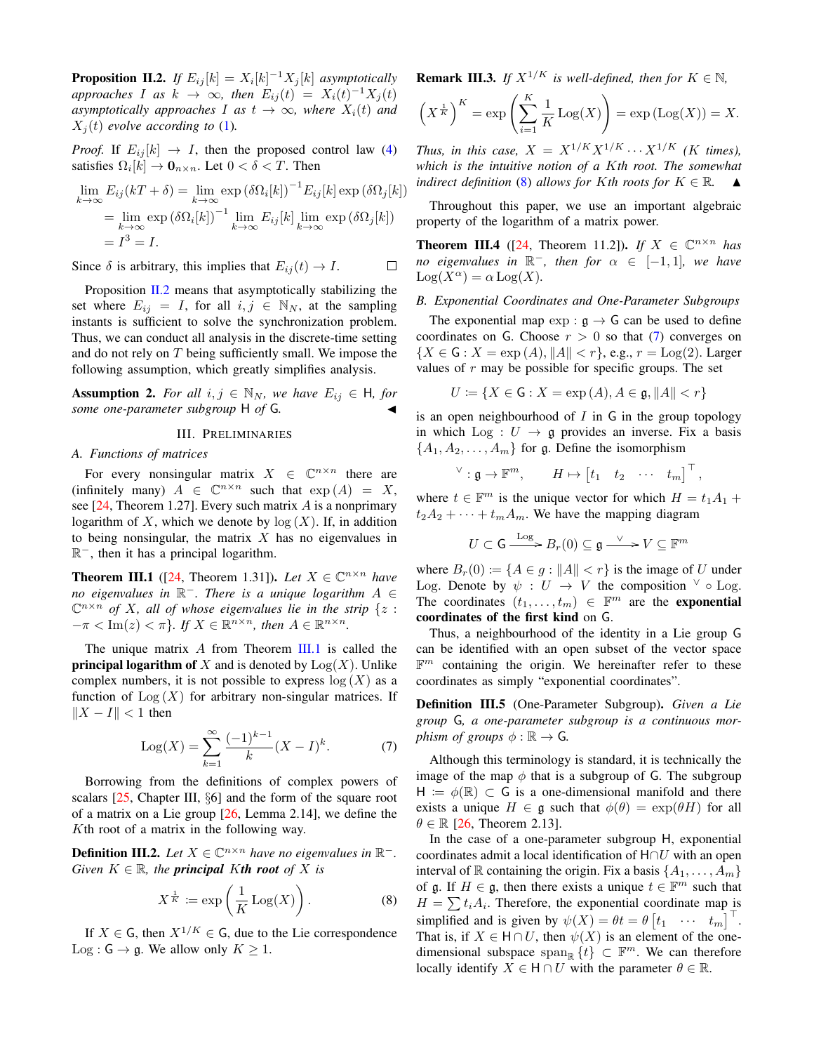**Proposition II.2.** *If $E_{ij}[k] = X_i[k]^{-1}X_j[k]$ asymptotically approaches $I$ as $k \to \infty$, then $E_{ij}(t) = X_i(t)^{-1}X_j(t)$ asymptotically approaches $I$ as $t \to \infty$, where $X_i(t)$ and $X_j(t)$ evolve according to (1).*

*Proof.* If $E_{ij}[k] \to I$, then the proposed control law (4) satisfies $\Omega_i[k] \to \mathbf{0}_{n\times n}$. Let $0 < \delta < T$. Then

$$\begin{aligned}\lim_{k\to\infty} E_{ij}(kT+\delta) &= \lim_{k\to\infty} \exp\left(\delta\Omega_i[k]\right)^{-1} E_{ij}[k] \exp\left(\delta\Omega_j[k]\right) \\ &= \lim_{k\to\infty} \exp\left(\delta\Omega_i[k]\right)^{-1} \lim_{k\to\infty} E_{ij}[k] \lim_{k\to\infty} \exp\left(\delta\Omega_j[k]\right) \\ &= I^3 = I.\end{aligned}$$

Since $\delta$ is arbitrary, this implies that $E_{ij}(t) \to I$. □

Proposition II.2 means that asymptotically stabilizing the set where $E_{ij} = I$, for all $i,j \in \mathbb{N}_N$, at the sampling instants is sufficient to solve the synchronization problem. Thus, we can conduct all analysis in the discrete-time setting and do not rely on $T$ being sufficiently small. We impose the following assumption, which greatly simplifies analysis.

**Assumption 2.** *For all $i,j \in \mathbb{N}_N$, we have $E_{ij} \in \mathsf{H}$, for some one-parameter subgroup $\mathsf{H}$ of $\mathsf{G}$.* ◀

## III. Preliminaries

### A. Functions of matrices

For every nonsingular matrix $X \in \mathbb{C}^{n\times n}$ there are (infinitely many) $A \in \mathbb{C}^{n\times n}$ such that $\exp(A) = X$, see [24, Theorem 1.27]. Every such matrix $A$ is a nonprimary logarithm of $X$, which we denote by $\log(X)$. If, in addition to being nonsingular, the matrix $X$ has no eigenvalues in $\mathbb{R}^-$, then it has a principal logarithm.

**Theorem III.1** ([24, Theorem 1.31]). *Let $X \in \mathbb{C}^{n\times n}$ have no eigenvalues in $\mathbb{R}^-$. There is a unique logarithm $A \in \mathbb{C}^{n\times n}$ of $X$, all of whose eigenvalues lie in the strip $\{z : -\pi < \mathrm{Im}(z) < \pi\}$. If $X \in \mathbb{R}^{n\times n}$, then $A \in \mathbb{R}^{n\times n}$.*

The unique matrix $A$ from Theorem III.1 is called the **principal logarithm of** $X$ and is denoted by $\mathrm{Log}(X)$. Unlike complex numbers, it is not possible to express $\log(X)$ as a function of $\mathrm{Log}(X)$ for arbitrary non-singular matrices. If $\|X - I\| < 1$ then

$$\mathrm{Log}(X) = \sum_{k=1}^{\infty} \frac{(-1)^{k-1}}{k}(X-I)^k. \tag{7}$$

Borrowing from the definitions of complex powers of scalars [25, Chapter III, §6] and the form of the square root of a matrix on a Lie group [26, Lemma 2.14], we define the $K$th root of a matrix in the following way.

**Definition III.2.** *Let $X \in \mathbb{C}^{n\times n}$ have no eigenvalues in $\mathbb{R}^-$. Given $K \in \mathbb{R}$, the **principal** $K$th **root** of $X$ is*

$$X^{\frac{1}{K}} := \exp\left(\frac{1}{K}\mathrm{Log}(X)\right). \tag{8}$$

If $X \in \mathsf{G}$, then $X^{1/K} \in \mathsf{G}$, due to the Lie correspondence $\mathrm{Log} : \mathsf{G} \to \mathfrak{g}$. We allow only $K \geq 1$.

**Remark III.3.** *If $X^{1/K}$ is well-defined, then for $K \in \mathbb{N}$,*

$$\left(X^{\frac{1}{K}}\right)^K = \exp\left(\sum_{i=1}^{K} \frac{1}{K}\mathrm{Log}(X)\right) = \exp\left(\mathrm{Log}(X)\right) = X.$$

*Thus, in this case, $X = X^{1/K}X^{1/K}\cdots X^{1/K}$ ($K$ times), which is the intuitive notion of a $K$th root. The somewhat indirect definition (8) allows for $K$th roots for $K \in \mathbb{R}$.* ▲

Throughout this paper, we use an important algebraic property of the logarithm of a matrix power.

**Theorem III.4** ([24, Theorem 11.2]). *If $X \in \mathbb{C}^{n\times n}$ has no eigenvalues in $\mathbb{R}^-$, then for $\alpha \in [-1,1]$, we have $\mathrm{Log}(X^\alpha) = \alpha\,\mathrm{Log}(X)$.*

### B. Exponential Coordinates and One-Parameter Subgroups

The exponential map $\exp : \mathfrak{g} \to \mathsf{G}$ can be used to define coordinates on $\mathsf{G}$. Choose $r > 0$ so that (7) converges on $\{X \in \mathsf{G} : X = \exp(A), \|A\| < r\}$, e.g., $r = \mathrm{Log}(2)$. Larger values of $r$ may be possible for specific groups. The set

$$U := \{X \in \mathsf{G} : X = \exp(A), A \in \mathfrak{g}, \|A\| < r\}$$

is an open neighbourhood of $I$ in $\mathsf{G}$ in the group topology in which $\mathrm{Log} : U \to \mathfrak{g}$ provides an inverse. Fix a basis $\{A_1, A_2, \ldots, A_m\}$ for $\mathfrak{g}$. Define the isomorphism

$$^\vee : \mathfrak{g} \to \mathbb{F}^m, \qquad H \mapsto \begin{bmatrix} t_1 & t_2 & \cdots & t_m \end{bmatrix}^\top,$$

where $t \in \mathbb{F}^m$ is the unique vector for which $H = t_1A_1 + t_2A_2 + \cdots + t_mA_m$. We have the mapping diagram

$$U \subset \mathsf{G} \xrightarrow{\mathrm{Log}} B_r(0) \subseteq \mathfrak{g} \xrightarrow{\vee} V \subseteq \mathbb{F}^m$$

where $B_r(0) := \{A \in g : \|A\| < r\}$ is the image of $U$ under Log. Denote by $\psi : U \to V$ the composition $^\vee \circ \mathrm{Log}$. The coordinates $(t_1, \ldots, t_m) \in \mathbb{F}^m$ are the **exponential coordinates of the first kind** on $\mathsf{G}$.

Thus, a neighbourhood of the identity in a Lie group $\mathsf{G}$ can be identified with an open subset of the vector space $\mathbb{F}^m$ containing the origin. We hereinafter refer to these coordinates as simply "exponential coordinates".

**Definition III.5** (One-Parameter Subgroup). *Given a Lie group $\mathsf{G}$, a one-parameter subgroup is a continuous morphism of groups $\phi : \mathbb{R} \to \mathsf{G}$.*

Although this terminology is standard, it is technically the image of the map $\phi$ that is a subgroup of $\mathsf{G}$. The subgroup $\mathsf{H} := \phi(\mathbb{R}) \subset \mathsf{G}$ is a one-dimensional manifold and there exists a unique $H \in \mathfrak{g}$ such that $\phi(\theta) = \exp(\theta H)$ for all $\theta \in \mathbb{R}$ [26, Theorem 2.13].

In the case of a one-parameter subgroup $\mathsf{H}$, exponential coordinates admit a local identification of $\mathsf{H} \cap U$ with an open interval of $\mathbb{R}$ containing the origin. Fix a basis $\{A_1, \ldots, A_m\}$ of $\mathfrak{g}$. If $H \in \mathfrak{g}$, then there exists a unique $t \in \mathbb{F}^m$ such that $H = \sum t_iA_i$. Therefore, the exponential coordinate map is simplified and is given by $\psi(X) = \theta t = \theta \begin{bmatrix} t_1 & \cdots & t_m \end{bmatrix}^\top$. That is, if $X \in \mathsf{H} \cap U$, then $\psi(X)$ is an element of the one-dimensional subspace $\mathrm{span}_\mathbb{R}\{t\} \subset \mathbb{F}^m$. We can therefore locally identify $X \in \mathsf{H} \cap U$ with the parameter $\theta \in \mathbb{R}$.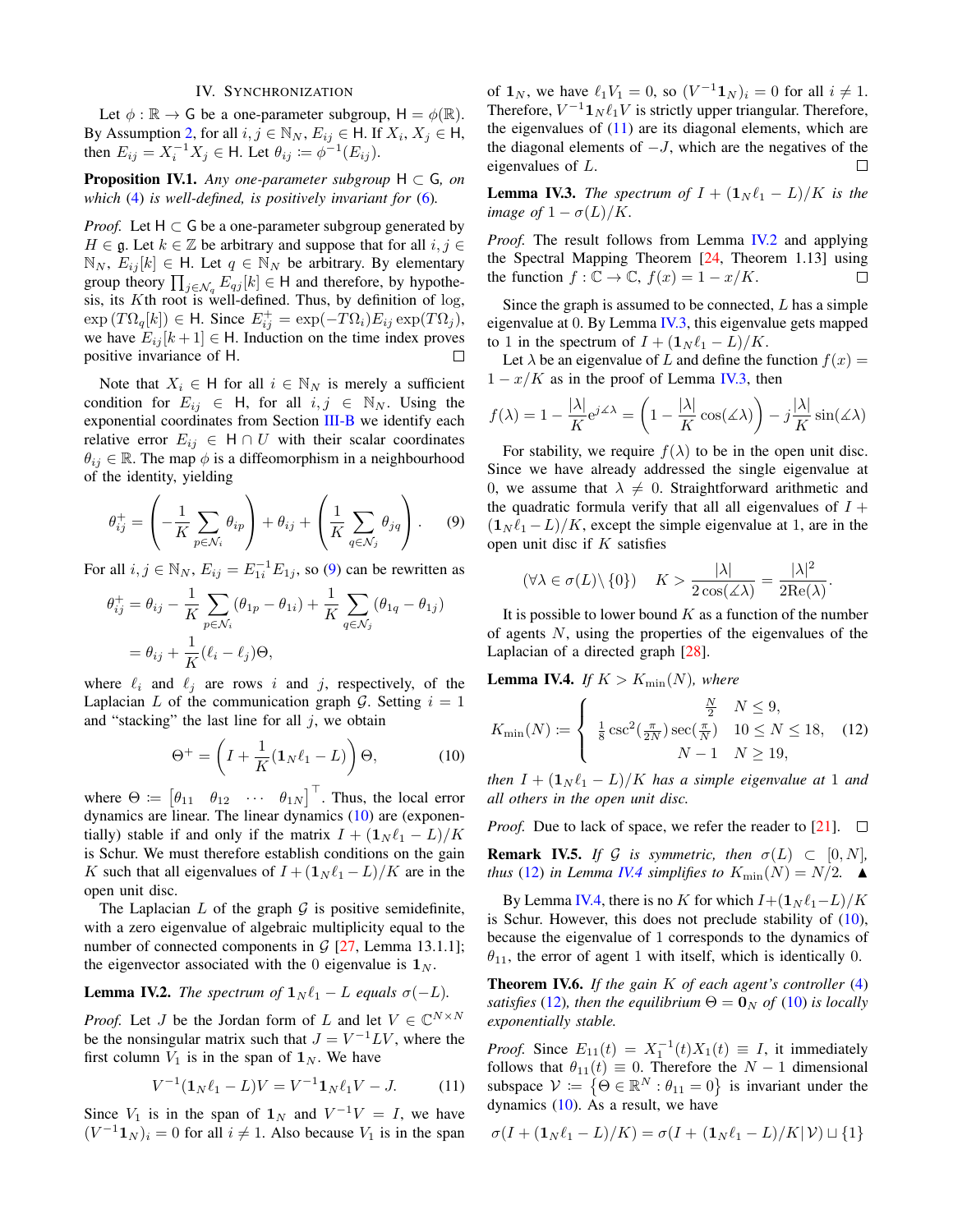## IV. Synchronization

Let $\phi : \mathbb{R} \to \mathsf{G}$ be a one-parameter subgroup, $\mathsf{H} = \phi(\mathbb{R})$. By Assumption 2, for all $i, j \in \mathbb{N}_N$, $E_{ij} \in \mathsf{H}$. If $X_i, X_j \in \mathsf{H}$, then $E_{ij} = X_i^{-1} X_j \in \mathsf{H}$. Let $\theta_{ij} := \phi^{-1}(E_{ij})$.

**Proposition IV.1.** *Any one-parameter subgroup $\mathsf{H} \subset \mathsf{G}$, on which (4) is well-defined, is positively invariant for (6).*

*Proof.* Let $\mathsf{H} \subset \mathsf{G}$ be a one-parameter subgroup generated by $H \in \mathfrak{g}$. Let $k \in \mathbb{Z}$ be arbitrary and suppose that for all $i, j \in \mathbb{N}_N$, $E_{ij}[k] \in \mathsf{H}$. Let $q \in \mathbb{N}_N$ be arbitrary. By elementary group theory $\prod_{j \in \mathcal{N}_q} E_{qj}[k] \in \mathsf{H}$ and therefore, by hypothesis, its $K$th root is well-defined. Thus, by definition of log, $\exp(T\Omega_q[k]) \in \mathsf{H}$. Since $E_{ij}^+ = \exp(-T\Omega_i) E_{ij} \exp(T\Omega_j)$, we have $E_{ij}[k+1] \in \mathsf{H}$. Induction on the time index proves positive invariance of $\mathsf{H}$. $\square$

Note that $X_i \in \mathsf{H}$ for all $i \in \mathbb{N}_N$ is merely a sufficient condition for $E_{ij} \in \mathsf{H}$, for all $i, j \in \mathbb{N}_N$. Using the exponential coordinates from Section III-B we identify each relative error $E_{ij} \in \mathsf{H} \cap U$ with their scalar coordinates $\theta_{ij} \in \mathbb{R}$. The map $\phi$ is a diffeomorphism in a neighbourhood of the identity, yielding

$$\theta_{ij}^+ = \left( -\frac{1}{K} \sum_{p \in \mathcal{N}_i} \theta_{ip} \right) + \theta_{ij} + \left( \frac{1}{K} \sum_{q \in \mathcal{N}_j} \theta_{jq} \right). \tag{9}$$

For all $i, j \in \mathbb{N}_N$, $E_{ij} = E_{1i}^{-1} E_{1j}$, so (9) can be rewritten as

$$\begin{aligned}
\theta_{ij}^+ &= \theta_{ij} - \frac{1}{K} \sum_{p \in \mathcal{N}_i} (\theta_{1p} - \theta_{1i}) + \frac{1}{K} \sum_{q \in \mathcal{N}_j} (\theta_{1q} - \theta_{1j}) \\
&= \theta_{ij} + \frac{1}{K} (\ell_i - \ell_j) \Theta,
\end{aligned}$$

where $\ell_i$ and $\ell_j$ are rows $i$ and $j$, respectively, of the Laplacian $L$ of the communication graph $\mathcal{G}$. Setting $i = 1$ and "stacking" the last line for all $j$, we obtain

$$\Theta^+ = \left( I + \frac{1}{K} (\mathbf{1}_N \ell_1 - L) \right) \Theta, \tag{10}$$

where $\Theta := \begin{bmatrix} \theta_{11} & \theta_{12} & \cdots & \theta_{1N} \end{bmatrix}^\top$. Thus, the local error dynamics are linear. The linear dynamics (10) are (exponentially) stable if and only if the matrix $I + (\mathbf{1}_N \ell_1 - L)/K$ is Schur. We must therefore establish conditions on the gain $K$ such that all eigenvalues of $I + (\mathbf{1}_N \ell_1 - L)/K$ are in the open unit disc.

The Laplacian $L$ of the graph $\mathcal{G}$ is positive semidefinite, with a zero eigenvalue of algebraic multiplicity equal to the number of connected components in $\mathcal{G}$ [27, Lemma 13.1.1]; the eigenvector associated with the 0 eigenvalue is $\mathbf{1}_N$.

**Lemma IV.2.** *The spectrum of $\mathbf{1}_N \ell_1 - L$ equals $\sigma(-L)$.*

*Proof.* Let $J$ be the Jordan form of $L$ and let $V \in \mathbb{C}^{N \times N}$ be the nonsingular matrix such that $J = V^{-1} L V$, where the first column $V_1$ is in the span of $\mathbf{1}_N$. We have

$$V^{-1} (\mathbf{1}_N \ell_1 - L) V = V^{-1} \mathbf{1}_N \ell_1 V - J. \tag{11}$$

Since $V_1$ is in the span of $\mathbf{1}_N$ and $V^{-1} V = I$, we have $(V^{-1} \mathbf{1}_N)_i = 0$ for all $i \neq 1$. Also because $V_1$ is in the span of $\mathbf{1}_N$, we have $\ell_1 V_1 = 0$, so $(V^{-1} \mathbf{1}_N)_i = 0$ for all $i \neq 1$. Therefore, $V^{-1} \mathbf{1}_N \ell_1 V$ is strictly upper triangular. Therefore, the eigenvalues of (11) are its diagonal elements, which are the diagonal elements of $-J$, which are the negatives of the eigenvalues of $L$. $\square$

**Lemma IV.3.** *The spectrum of $I + (\mathbf{1}_N \ell_1 - L)/K$ is the image of $1 - \sigma(L)/K$.*

*Proof.* The result follows from Lemma IV.2 and applying the Spectral Mapping Theorem [24, Theorem 1.13] using the function $f : \mathbb{C} \to \mathbb{C}$, $f(x) = 1 - x/K$. $\square$

Since the graph is assumed to be connected, $L$ has a simple eigenvalue at 0. By Lemma IV.3, this eigenvalue gets mapped to 1 in the spectrum of $I + (\mathbf{1}_N \ell_1 - L)/K$.

Let $\lambda$ be an eigenvalue of $L$ and define the function $f(x) = 1 - x/K$ as in the proof of Lemma IV.3, then

$$f(\lambda) = 1 - \frac{|\lambda|}{K} \mathrm{e}^{j \measuredangle \lambda} = \left( 1 - \frac{|\lambda|}{K} \cos(\measuredangle \lambda) \right) - j \frac{|\lambda|}{K} \sin(\measuredangle \lambda)$$

For stability, we require $f(\lambda)$ to be in the open unit disc. Since we have already addressed the single eigenvalue at 0, we assume that $\lambda \neq 0$. Straightforward arithmetic and the quadratic formula verify that all all eigenvalues of $I + (\mathbf{1}_N \ell_1 - L)/K$, except the simple eigenvalue at 1, are in the open unit disc if $K$ satisfies

$$(\forall \lambda \in \sigma(L) \setminus \{0\}) \quad K > \frac{|\lambda|}{2 \cos(\measuredangle \lambda)} = \frac{|\lambda|^2}{2 \mathrm{Re}(\lambda)}.$$

It is possible to lower bound $K$ as a function of the number of agents $N$, using the properties of the eigenvalues of the Laplacian of a directed graph [28].

**Lemma IV.4.** *If $K > K_{\min}(N)$, where*

$$K_{\min}(N) := \begin{cases} \frac{N}{2} & N \leq 9, \\ \frac{1}{8} \csc^2(\frac{\pi}{2N}) \sec(\frac{\pi}{N}) & 10 \leq N \leq 18, \\ N - 1 & N \geq 19, \end{cases} \tag{12}$$

*then $I + (\mathbf{1}_N \ell_1 - L)/K$ has a simple eigenvalue at 1 and all others in the open unit disc.*

*Proof.* Due to lack of space, we refer the reader to [21]. $\square$

**Remark IV.5.** *If $\mathcal{G}$ is symmetric, then $\sigma(L) \subset [0, N]$, thus (12) in Lemma IV.4 simplifies to $K_{\min}(N) = N/2$.* ▲

By Lemma IV.4, there is no $K$ for which $I + (\mathbf{1}_N \ell_1 - L)/K$ is Schur. However, this does not preclude stability of (10), because the eigenvalue of 1 corresponds to the dynamics of $\theta_{11}$, the error of agent 1 with itself, which is identically 0.

**Theorem IV.6.** *If the gain $K$ of each agent's controller (4) satisfies (12), then the equilibrium $\Theta = \mathbf{0}_N$ of (10) is locally exponentially stable.*

*Proof.* Since $E_{11}(t) = X_1^{-1}(t) X_1(t) \equiv I$, it immediately follows that $\theta_{11}(t) \equiv 0$. Therefore the $N - 1$ dimensional subspace $\mathcal{V} := \{\Theta \in \mathbb{R}^N : \theta_{11} = 0\}$ is invariant under the dynamics (10). As a result, we have

$$\sigma(I + (\mathbf{1}_N \ell_1 - L)/K) = \sigma(I + (\mathbf{1}_N \ell_1 - L)/K | \mathcal{V}) \sqcup \{1\}$$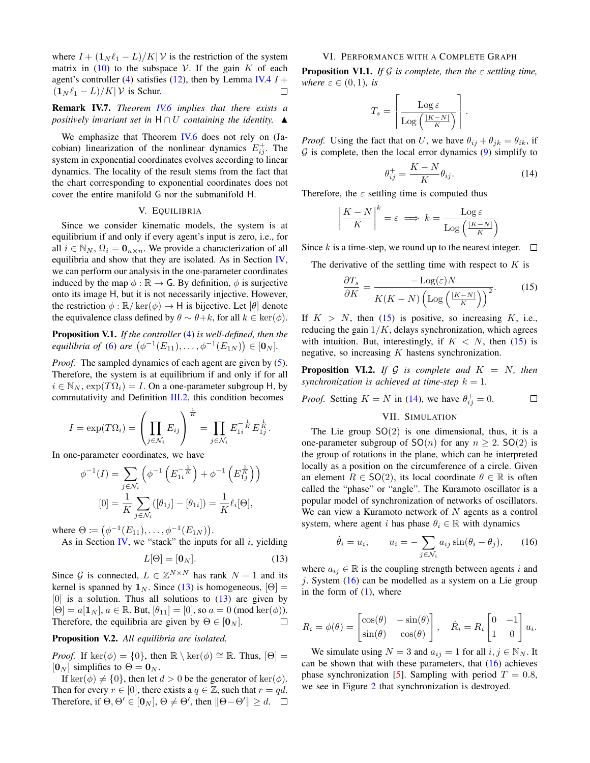where $I + (\mathbf{1}_N \ell_1 - L)/K|\mathcal{V}$ is the restriction of the system matrix in (10) to the subspace $\mathcal{V}$. If the gain $K$ of each agent's controller (4) satisfies (12), then by Lemma IV.4 $I + (\mathbf{1}_N \ell_1 - L)/K|\mathcal{V}$ is Schur. $\square$

**Remark IV.7.** *Theorem IV.6 implies that there exists a positively invariant set in $\mathsf{H} \cap U$ containing the identity.* ▲

We emphasize that Theorem IV.6 does not rely on (Jacobian) linearization of the nonlinear dynamics $E_{ij}^+$. The system in exponential coordinates evolves according to linear dynamics. The locality of the result stems from the fact that the chart corresponding to exponential coordinates does not cover the entire manifold $\mathsf{G}$ nor the submanifold $\mathsf{H}$.

## V. Equilibria

Since we consider kinematic models, the system is at equilibrium if and only if every agent's input is zero, i.e., for all $i \in \mathbb{N}_N$, $\Omega_i = \mathbf{0}_{n \times n}$. We provide a characterization of all equilibria and show that they are isolated. As in Section IV, we can perform our analysis in the one-parameter coordinates induced by the map $\phi : \mathbb{R} \to \mathsf{G}$. By definition, $\phi$ is surjective onto its image $\mathsf{H}$, but it is not necessarily injective. However, the restriction $\phi : \mathbb{R}/\ker(\phi) \to \mathsf{H}$ is bijective. Let $[\theta]$ denote the equivalence class defined by $\theta \sim \theta + k$, for all $k \in \ker(\phi)$.

**Proposition V.1.** *If the controller (4) is well-defined, then the equilibria of (6) are $\left(\phi^{-1}(E_{11}), \ldots, \phi^{-1}(E_{1N})\right) \in [\mathbf{0}_N]$.*

*Proof.* The sampled dynamics of each agent are given by (5). Therefore, the system is at equilibrium if and only if for all $i \in \mathbb{N}_N$, $\exp(T\Omega_i) = I$. On a one-parameter subgroup $\mathsf{H}$, by commutativity and Definition III.2, this condition becomes

$$I = \exp(T\Omega_i) = \left( \prod_{j \in \mathcal{N}_i} E_{ij} \right)^{\frac{1}{K}} = \prod_{j \in \mathcal{N}_i} E_{1i}^{-\frac{1}{K}} E_{1j}^{\frac{1}{K}}.$$

In one-parameter coordinates, we have

$$\phi^{-1}(I) = \sum_{j \in \mathcal{N}_i} \left( \phi^{-1}\left(E_{1i}^{-\frac{1}{K}}\right) + \phi^{-1}\left(E_{1j}^{\frac{1}{K}}\right) \right)$$
$$[0] = \frac{1}{K} \sum_{j \in \mathcal{N}_i} ([\theta_{1j}] - [\theta_{1i}]) = \frac{1}{K} \ell_i [\Theta],$$

where $\Theta \coloneqq \left(\phi^{-1}(E_{11}), \ldots, \phi^{-1}(E_{1N})\right)$.

As in Section IV, we "stack" the inputs for all $i$, yielding

$$L[\Theta] = [\mathbf{0}_N]. \tag{13}$$

Since $\mathcal{G}$ is connected, $L \in \mathbb{Z}^{N \times N}$ has rank $N-1$ and its kernel is spanned by $\mathbf{1}_N$. Since (13) is homogeneous, $[\Theta] = [0]$ is a solution. Thus all solutions to (13) are given by $[\Theta] = a[\mathbf{1}_N]$, $a \in \mathbb{R}$. But, $[\theta_{11}] = [0]$, so $a = 0 \pmod{\ker(\phi)}$. Therefore, the equilibria are given by $\Theta \in [\mathbf{0}_N]$. $\square$

**Proposition V.2.** *All equilibria are isolated.*

*Proof.* If $\ker(\phi) = \{0\}$, then $\mathbb{R} \setminus \ker(\phi) \cong \mathbb{R}$. Thus, $[\Theta] = [\mathbf{0}_N]$ simplifies to $\Theta = \mathbf{0}_N$.

If $\ker(\phi) \neq \{0\}$, then let $d > 0$ be the generator of $\ker(\phi)$. Then for every $r \in [0]$, there exists a $q \in \mathbb{Z}$, such that $r = qd$. Therefore, if $\Theta, \Theta' \in [\mathbf{0}_N]$, $\Theta \neq \Theta'$, then $\|\Theta - \Theta'\| \geq d$. $\square$

## VI. Performance with a Complete Graph

**Proposition VI.1.** *If $\mathcal{G}$ is complete, then the $\varepsilon$ settling time, where $\varepsilon \in (0,1)$, is*

$$T_s = \left\lceil \frac{\operatorname{Log} \varepsilon}{\operatorname{Log}\left(\frac{|K-N|}{K}\right)} \right\rceil.$$

*Proof.* Using the fact that on $U$, we have $\theta_{ij} + \theta_{jk} = \theta_{ik}$, if $\mathcal{G}$ is complete, then the local error dynamics (9) simplify to

$$\theta_{ij}^+ = \frac{K-N}{K} \theta_{ij}. \tag{14}$$

Therefore, the $\varepsilon$ settling time is computed thus

$$\left| \frac{K-N}{K} \right|^k = \varepsilon \implies k = \frac{\operatorname{Log} \varepsilon}{\operatorname{Log}\left(\frac{|K-N|}{K}\right)}$$

Since $k$ is a time-step, we round up to the nearest integer. $\square$

The derivative of the settling time with respect to $K$ is

$$\frac{\partial T_s}{\partial K} = \frac{-\operatorname{Log}(\varepsilon) N}{K(K-N)\left(\operatorname{Log}\left(\frac{|K-N|}{K}\right)\right)^2}. \tag{15}$$

If $K > N$, then (15) is positive, so increasing $K$, i.e., reducing the gain $1/K$, delays synchronization, which agrees with intuition. But, interestingly, if $K < N$, then (15) is negative, so increasing $K$ hastens synchronization.

**Proposition VI.2.** *If $\mathcal{G}$ is complete and $K = N$, then synchronization is achieved at time-step $k = 1$.*

*Proof.* Setting $K = N$ in (14), we have $\theta_{ij}^+ = 0$. $\square$

## VII. Simulation

The Lie group $\mathsf{SO}(2)$ is one dimensional, thus, it is a one-parameter subgroup of $\mathsf{SO}(n)$ for any $n \geq 2$. $\mathsf{SO}(2)$ is the group of rotations in the plane, which can be interpreted locally as a position on the circumference of a circle. Given an element $R \in \mathsf{SO}(2)$, its local coordinate $\theta \in \mathbb{R}$ is often called the "phase" or "angle". The Kuramoto oscillator is a popular model of synchronization of networks of oscillators. We can view a Kuramoto network of $N$ agents as a control system, where agent $i$ has phase $\theta_i \in \mathbb{R}$ with dynamics

$$\dot{\theta}_i = u_i, \qquad u_i = -\sum_{j \in \mathcal{N}_i} a_{ij} \sin(\theta_i - \theta_j), \tag{16}$$

where $a_{ij} \in \mathbb{R}$ is the coupling strength between agents $i$ and $j$. System (16) can be modelled as a system on a Lie group in the form of (1), where

$$R_i = \phi(\theta) = \begin{bmatrix} \cos(\theta) & -\sin(\theta) \\ \sin(\theta) & \cos(\theta) \end{bmatrix}, \qquad \dot{R}_i = R_i \begin{bmatrix} 0 & -1 \\ 1 & 0 \end{bmatrix} u_i.$$

We simulate using $N = 3$ and $a_{ij} = 1$ for all $i, j \in \mathbb{N}_N$. It can be shown that with these parameters, that (16) achieves phase synchronization [5]. Sampling with period $T = 0.8$, we see in Figure 2 that synchronization is destroyed.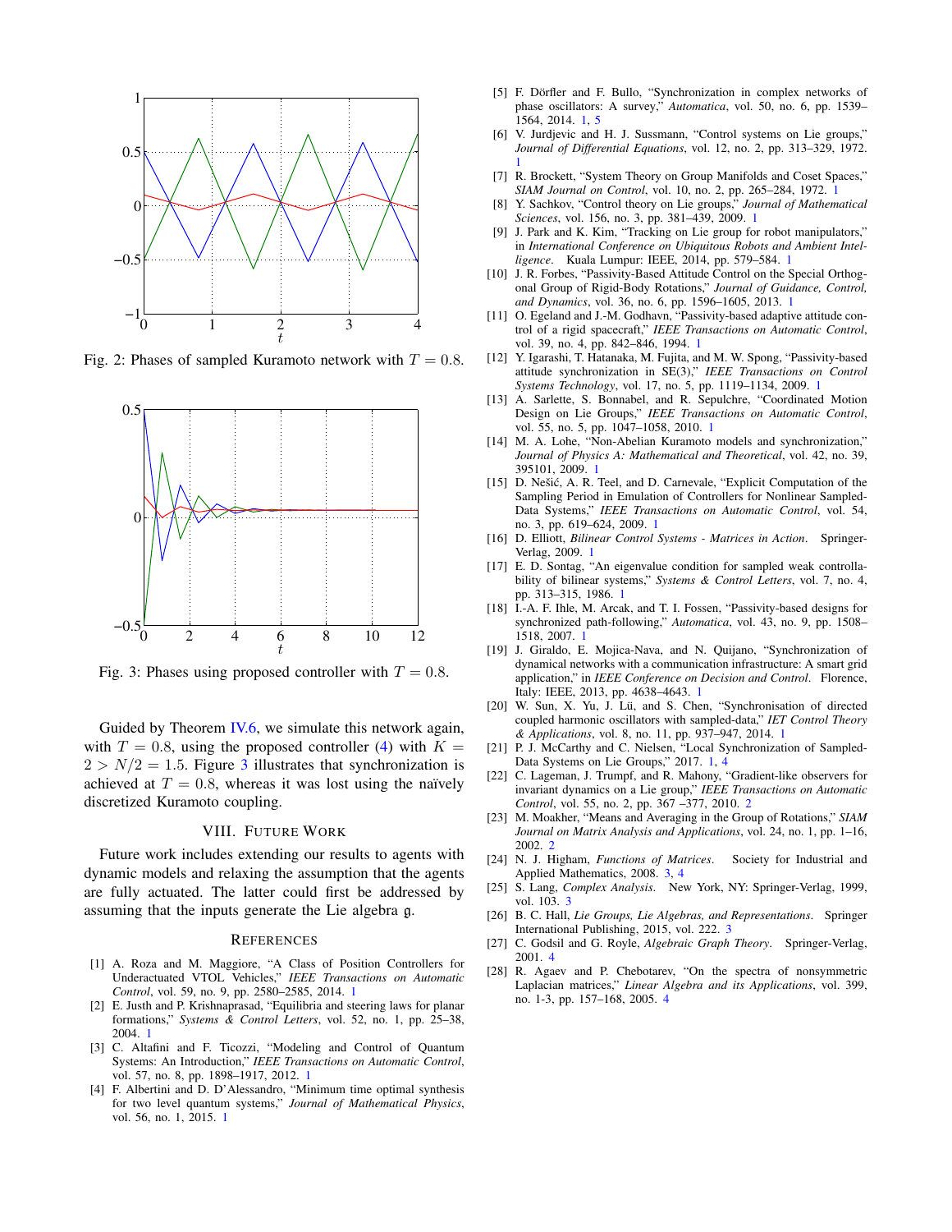1
0.5
0
−0.5
−1
0 1 2 3 4
t

Fig. 2: Phases of sampled Kuramoto network with $T = 0.8$.

0.5
0
−0.5
0 2 4 6 8 10 12
t

Fig. 3: Phases using proposed controller with $T = 0.8$.

Guided by Theorem IV.6, we simulate this network again, with $T = 0.8$, using the proposed controller (4) with $K = 2 > N/2 = 1.5$. Figure 3 illustrates that synchronization is achieved at $T = 0.8$, whereas it was lost using the naïvely discretized Kuramoto coupling.

## VIII. Future Work

Future work includes extending our results to agents with dynamic models and relaxing the assumption that the agents are fully actuated. The latter could first be addressed by assuming that the inputs generate the Lie algebra $\mathfrak{g}$.

## References

[1] A. Roza and M. Maggiore, "A Class of Position Controllers for Underactuated VTOL Vehicles," *IEEE Transactions on Automatic Control*, vol. 59, no. 9, pp. 2580–2585, 2014. 1

[2] E. Justh and P. Krishnaprasad, "Equilibria and steering laws for planar formations," *Systems & Control Letters*, vol. 52, no. 1, pp. 25–38, 2004. 1

[3] C. Altafini and F. Ticozzi, "Modeling and Control of Quantum Systems: An Introduction," *IEEE Transactions on Automatic Control*, vol. 57, no. 8, pp. 1898–1917, 2012. 1

[4] F. Albertini and D. D'Alessandro, "Minimum time optimal synthesis for two level quantum systems," *Journal of Mathematical Physics*, vol. 56, no. 1, 2015. 1

[5] F. Dörfler and F. Bullo, "Synchronization in complex networks of phase oscillators: A survey," *Automatica*, vol. 50, no. 6, pp. 1539–1564, 2014. 1, 5

[6] V. Jurdjevic and H. J. Sussmann, "Control systems on Lie groups," *Journal of Differential Equations*, vol. 12, no. 2, pp. 313–329, 1972. 1

[7] R. Brockett, "System Theory on Group Manifolds and Coset Spaces," *SIAM Journal on Control*, vol. 10, no. 2, pp. 265–284, 1972. 1

[8] Y. Sachkov, "Control theory on Lie groups," *Journal of Mathematical Sciences*, vol. 156, no. 3, pp. 381–439, 2009. 1

[9] J. Park and K. Kim, "Tracking on Lie group for robot manipulators," in *International Conference on Ubiquitous Robots and Ambient Intelligence*. Kuala Lumpur: IEEE, 2014, pp. 579–584. 1

[10] J. R. Forbes, "Passivity-Based Attitude Control on the Special Orthogonal Group of Rigid-Body Rotations," *Journal of Guidance, Control, and Dynamics*, vol. 36, no. 6, pp. 1596–1605, 2013. 1

[11] O. Egeland and J.-M. Godhavn, "Passivity-based adaptive attitude control of a rigid spacecraft," *IEEE Transactions on Automatic Control*, vol. 39, no. 4, pp. 842–846, 1994. 1

[12] Y. Igarashi, T. Hatanaka, M. Fujita, and M. W. Spong, "Passivity-based attitude synchronization in SE(3)," *IEEE Transactions on Control Systems Technology*, vol. 17, no. 5, pp. 1119–1134, 2009. 1

[13] A. Sarlette, S. Bonnabel, and R. Sepulchre, "Coordinated Motion Design on Lie Groups," *IEEE Transactions on Automatic Control*, vol. 55, no. 5, pp. 1047–1058, 2010. 1

[14] M. A. Lohe, "Non-Abelian Kuramoto models and synchronization," *Journal of Physics A: Mathematical and Theoretical*, vol. 42, no. 39, 395101, 2009. 1

[15] D. Nešić, A. R. Teel, and D. Carnevale, "Explicit Computation of the Sampling Period in Emulation of Controllers for Nonlinear Sampled-Data Systems," *IEEE Transactions on Automatic Control*, vol. 54, no. 3, pp. 619–624, 2009. 1

[16] D. Elliott, *Bilinear Control Systems - Matrices in Action*. Springer-Verlag, 2009. 1

[17] E. D. Sontag, "An eigenvalue condition for sampled weak controllability of bilinear systems," *Systems & Control Letters*, vol. 7, no. 4, pp. 313–315, 1986. 1

[18] I.-A. F. Ihle, M. Arcak, and T. I. Fossen, "Passivity-based designs for synchronized path-following," *Automatica*, vol. 43, no. 9, pp. 1508–1518, 2007. 1

[19] J. Giraldo, E. Mojica-Nava, and N. Quijano, "Synchronization of dynamical networks with a communication infrastructure: A smart grid application," in *IEEE Conference on Decision and Control*. Florence, Italy: IEEE, 2013, pp. 4638–4643. 1

[20] W. Sun, X. Yu, J. Lü, and S. Chen, "Synchronisation of directed coupled harmonic oscillators with sampled-data," *IET Control Theory & Applications*, vol. 8, no. 11, pp. 937–947, 2014. 1

[21] P. J. McCarthy and C. Nielsen, "Local Synchronization of Sampled-Data Systems on Lie Groups," 2017. 1, 4

[22] C. Lageman, J. Trumpf, and R. Mahony, "Gradient-like observers for invariant dynamics on a Lie group," *IEEE Transactions on Automatic Control*, vol. 55, no. 2, pp. 367 –377, 2010. 2

[23] M. Moakher, "Means and Averaging in the Group of Rotations," *SIAM Journal on Matrix Analysis and Applications*, vol. 24, no. 1, pp. 1–16, 2002. 2

[24] N. J. Higham, *Functions of Matrices*. Society for Industrial and Applied Mathematics, 2008. 3, 4

[25] S. Lang, *Complex Analysis*. New York, NY: Springer-Verlag, 1999, vol. 103. 3

[26] B. C. Hall, *Lie Groups, Lie Algebras, and Representations*. Springer International Publishing, 2015, vol. 222. 3

[27] C. Godsil and G. Royle, *Algebraic Graph Theory*. Springer-Verlag, 2001. 4

[28] R. Agaev and P. Chebotarev, "On the spectra of nonsymmetric Laplacian matrices," *Linear Algebra and its Applications*, vol. 399, no. 1-3, pp. 157–168, 2005. 4